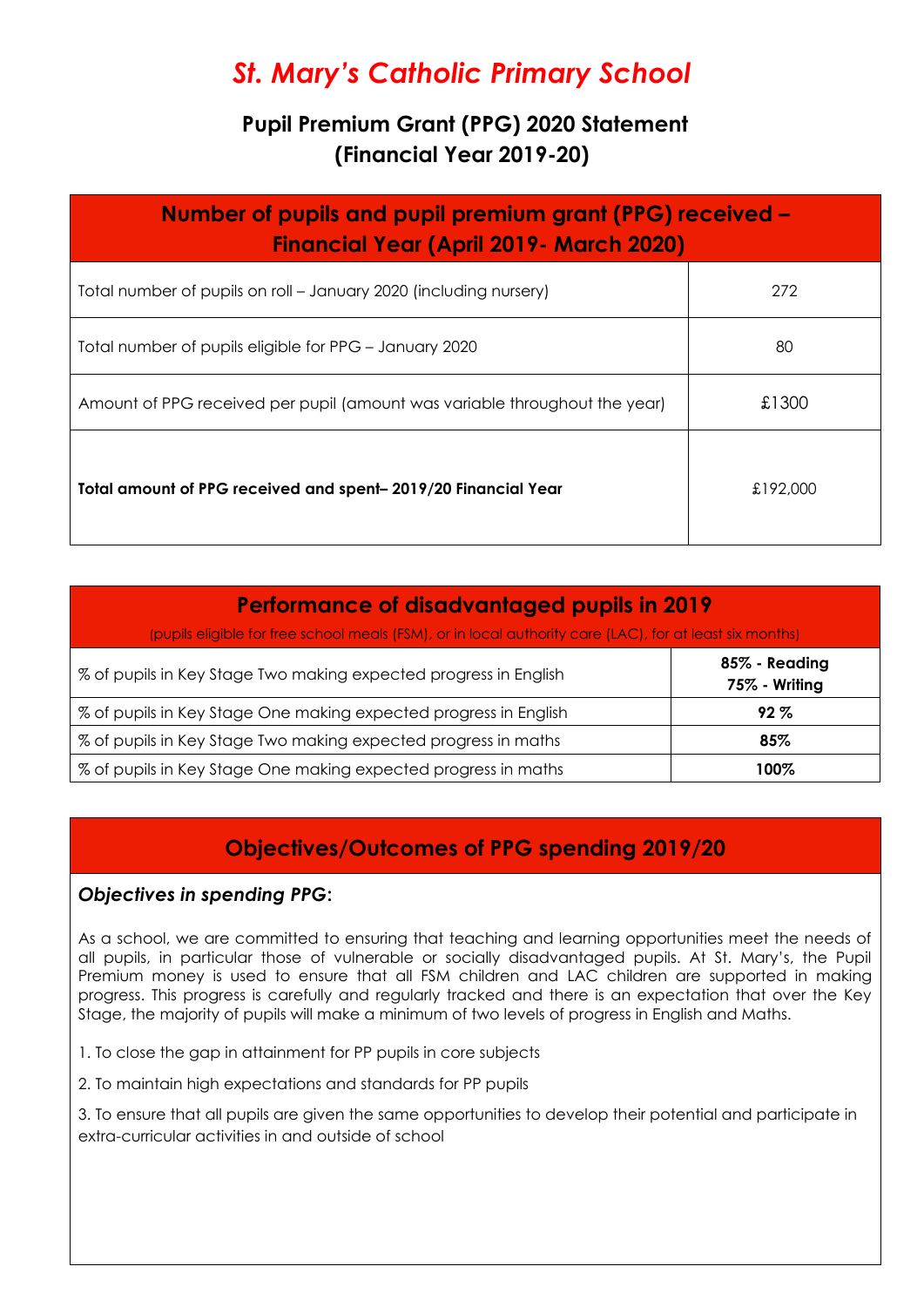# *St. Mary's Catholic Primary School*

## Pupil Premium Grant (PPG) 2020 Statement (Financial Year 2019-20)

| **Number of pupils and pupil premium grant (PPG) received – Financial Year (April 2019- March 2020)** | |
|---|---|
| Total number of pupils on roll – January 2020 (including nursery) | 272 |
| Total number of pupils eligible for PPG – January 2020 | 80 |
| Amount of PPG received per pupil (amount was variable throughout the year) | £1300 |
| **Total amount of PPG received and spent– 2019/20 Financial Year** | £192,000 |

| **Performance of disadvantaged pupils in 2019** (pupils eligible for free school meals (FSM), or in local authority care (LAC), for at least six months) | |
|---|---|
| % of pupils in Key Stage Two making expected progress in English | **85% - Reading** **75% - Writing** |
| % of pupils in Key Stage One making expected progress in English | **92 %** |
| % of pupils in Key Stage Two making expected progress in maths | **85%** |
| % of pupils in Key Stage One making expected progress in maths | **100%** |

## Objectives/Outcomes of PPG spending 2019/20

### *Objectives in spending PPG*:

As a school, we are committed to ensuring that teaching and learning opportunities meet the needs of all pupils, in particular those of vulnerable or socially disadvantaged pupils. At St. Mary's, the Pupil Premium money is used to ensure that all FSM children and LAC children are supported in making progress. This progress is carefully and regularly tracked and there is an expectation that over the Key Stage, the majority of pupils will make a minimum of two levels of progress in English and Maths.

1. To close the gap in attainment for PP pupils in core subjects
2. To maintain high expectations and standards for PP pupils
3. To ensure that all pupils are given the same opportunities to develop their potential and participate in extra-curricular activities in and outside of school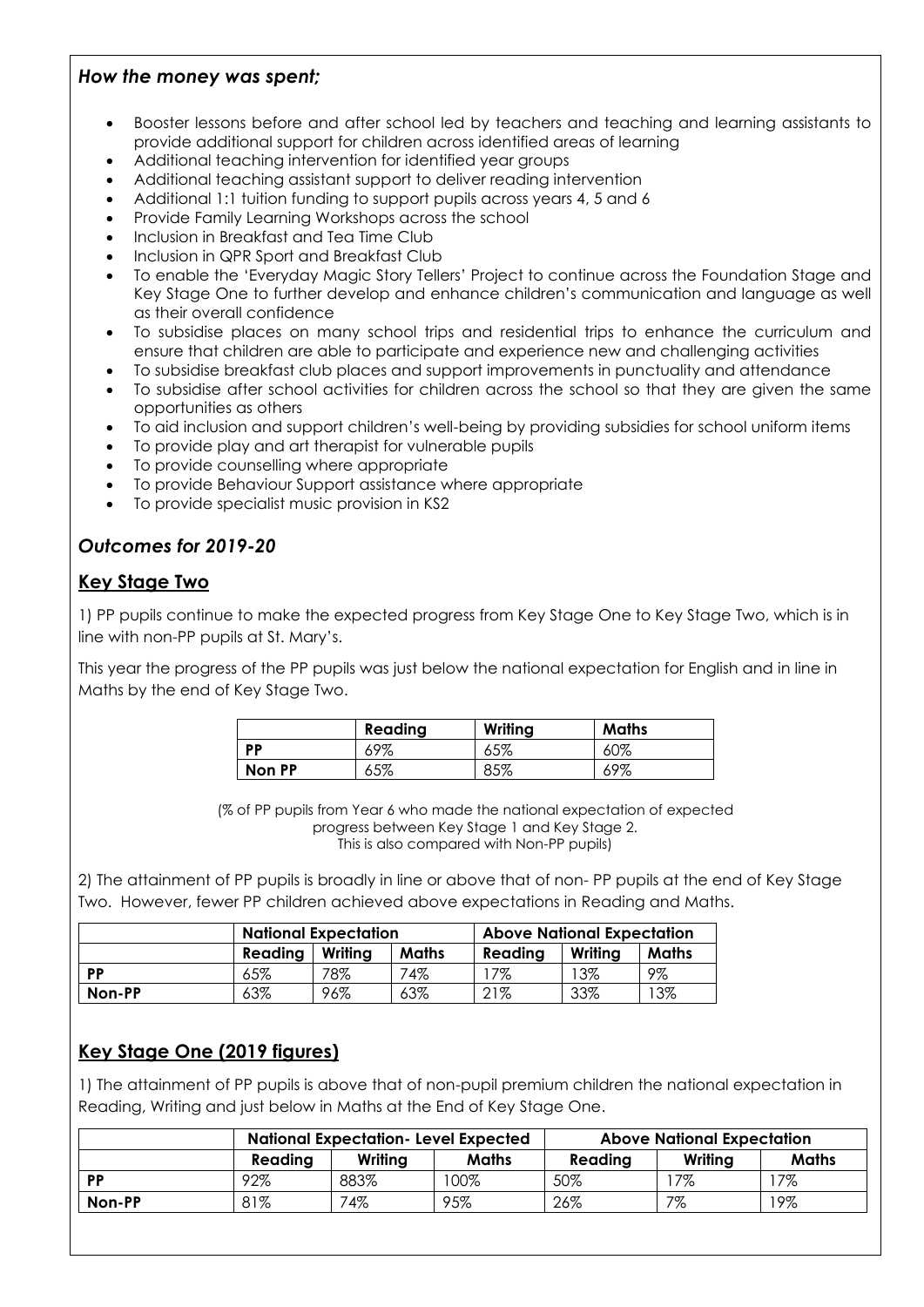### *How the money was spent;*

- Booster lessons before and after school led by teachers and teaching and learning assistants to provide additional support for children across identified areas of learning
- Additional teaching intervention for identified year groups
- Additional teaching assistant support to deliver reading intervention
- Additional 1:1 tuition funding to support pupils across years 4, 5 and 6
- Provide Family Learning Workshops across the school
- Inclusion in Breakfast and Tea Time Club
- Inclusion in QPR Sport and Breakfast Club
- To enable the 'Everyday Magic Story Tellers' Project to continue across the Foundation Stage and Key Stage One to further develop and enhance children's communication and language as well as their overall confidence
- To subsidise places on many school trips and residential trips to enhance the curriculum and ensure that children are able to participate and experience new and challenging activities
- To subsidise breakfast club places and support improvements in punctuality and attendance
- To subsidise after school activities for children across the school so that they are given the same opportunities as others
- To aid inclusion and support children's well-being by providing subsidies for school uniform items
- To provide play and art therapist for vulnerable pupils
- To provide counselling where appropriate
- To provide Behaviour Support assistance where appropriate
- To provide specialist music provision in KS2

### *Outcomes for 2019-20*

## Key Stage Two

1) PP pupils continue to make the expected progress from Key Stage One to Key Stage Two, which is in line with non-PP pupils at St. Mary's.

This year the progress of the PP pupils was just below the national expectation for English and in line in Maths by the end of Key Stage Two.

| | Reading | Writing | Maths |
|---|---|---|---|
| **PP** | 69% | 65% | 60% |
| **Non PP** | 65% | 85% | 69% |

(% of PP pupils from Year 6 who made the national expectation of expected progress between Key Stage 1 and Key Stage 2.
This is also compared with Non-PP pupils)

2) The attainment of PP pupils is broadly in line or above that of non- PP pupils at the end of Key Stage Two. However, fewer PP children achieved above expectations in Reading and Maths.

| | National Expectation | | | Above National Expectation | | |
|---|---|---|---|---|---|---|
| | Reading | Writing | Maths | Reading | Writing | Maths |
| **PP** | 65% | 78% | 74% | 17% | 13% | 9% |
| **Non-PP** | 63% | 96% | 63% | 21% | 33% | 13% |

## Key Stage One (2019 figures)

1) The attainment of PP pupils is above that of non-pupil premium children the national expectation in Reading, Writing and just below in Maths at the End of Key Stage One.

| | National Expectation- Level Expected | | | Above National Expectation | | |
|---|---|---|---|---|---|---|
| | Reading | Writing | Maths | Reading | Writing | Maths |
| **PP** | 92% | 883% | 100% | 50% | 17% | 17% |
| **Non-PP** | 81% | 74% | 95% | 26% | 7% | 19% |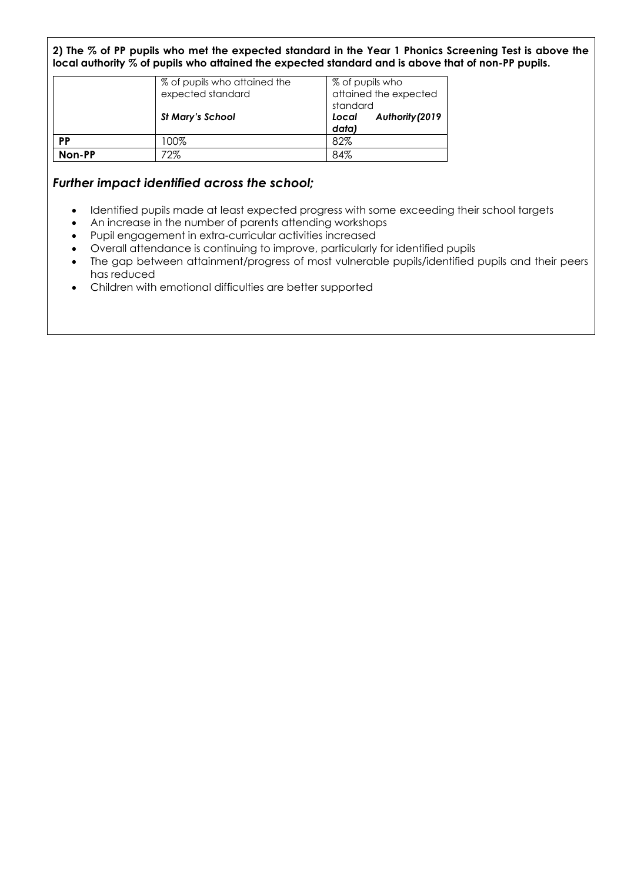**2) The % of PP pupils who met the expected standard in the Year 1 Phonics Screening Test is above the local authority % of pupils who attained the expected standard and is above that of non-PP pupils.**

| | % of pupils who attained the expected standard<br><br>***St Mary's School*** | % of pupils who attained the expected standard<br>***Local Authority(2019 data)*** |
|---|---|---|
| **PP** | 100% | 82% |
| **Non-PP** | 72% | 84% |

## *Further impact identified across the school;*

- Identified pupils made at least expected progress with some exceeding their school targets
- An increase in the number of parents attending workshops
- Pupil engagement in extra-curricular activities increased
- Overall attendance is continuing to improve, particularly for identified pupils
- The gap between attainment/progress of most vulnerable pupils/identified pupils and their peers has reduced
- Children with emotional difficulties are better supported